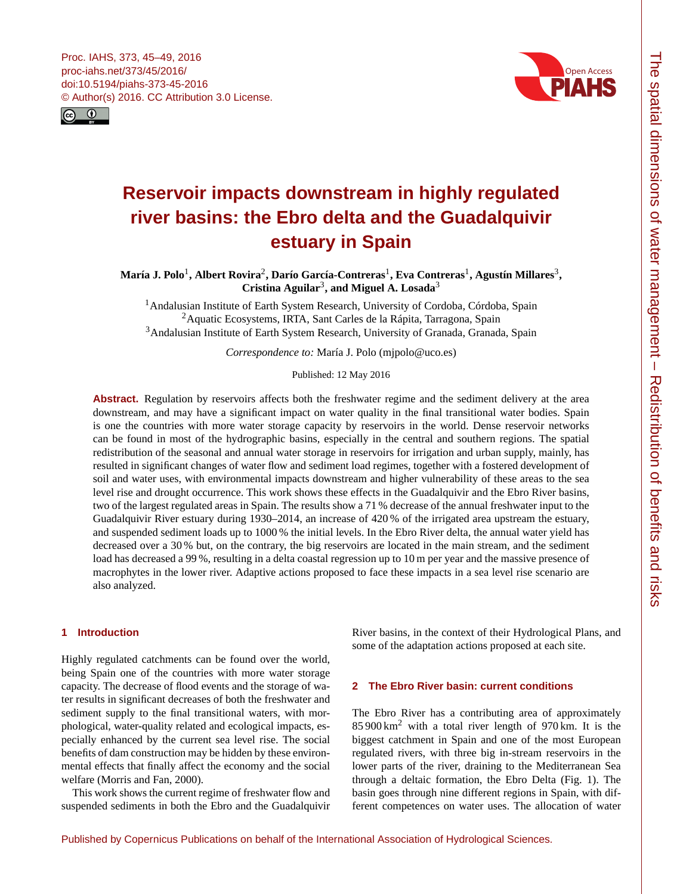# Reservoir impacts downstream in highly regulated river basins: the Ebro delta and the Guadalquivir estuary in Spain

**María J. Polo**[1], **Albert Rovira**[2], **Darío García-Contreras**[1], **Eva Contreras**[1], **Agustín Millares**[3], **Cristina Aguilar**[3], **and Miguel A. Losada**[3]

[1]Andalusian Institute of Earth System Research, University of Cordoba, Córdoba, Spain
[2]Aquatic Ecosystems, IRTA, Sant Carles de la Rápita, Tarragona, Spain
[3]Andalusian Institute of Earth System Research, University of Granada, Granada, Spain

*Correspondence to:* María J. Polo (mjpolo@uco.es)

Published: 12 May 2016

**Abstract.** Regulation by reservoirs affects both the freshwater regime and the sediment delivery at the area downstream, and may have a significant impact on water quality in the final transitional water bodies. Spain is one the countries with more water storage capacity by reservoirs in the world. Dense reservoir networks can be found in most of the hydrographic basins, especially in the central and southern regions. The spatial redistribution of the seasonal and annual water storage in reservoirs for irrigation and urban supply, mainly, has resulted in significant changes of water flow and sediment load regimes, together with a fostered development of soil and water uses, with environmental impacts downstream and higher vulnerability of these areas to the sea level rise and drought occurrence. This work shows these effects in the Guadalquivir and the Ebro River basins, two of the largest regulated areas in Spain. The results show a 71 % decrease of the annual freshwater input to the Guadalquivir River estuary during 1930–2014, an increase of 420 % of the irrigated area upstream the estuary, and suspended sediment loads up to 1000 % the initial levels. In the Ebro River delta, the annual water yield has decreased over a 30 % but, on the contrary, the big reservoirs are located in the main stream, and the sediment load has decreased a 99 %, resulting in a delta coastal regression up to 10 m per year and the massive presence of macrophytes in the lower river. Adaptive actions proposed to face these impacts in a sea level rise scenario are also analyzed.

## 1 Introduction

Highly regulated catchments can be found over the world, being Spain one of the countries with more water storage capacity. The decrease of flood events and the storage of water results in significant decreases of both the freshwater and sediment supply to the final transitional waters, with morphological, water-quality related and ecological impacts, especially enhanced by the current sea level rise. The social benefits of dam construction may be hidden by these environmental effects that finally affect the economy and the social welfare (Morris and Fan, 2000).

This work shows the current regime of freshwater flow and suspended sediments in both the Ebro and the Guadalquivir River basins, in the context of their Hydrological Plans, and some of the adaptation actions proposed at each site.

## 2 The Ebro River basin: current conditions

The Ebro River has a contributing area of approximately 85 900 km$^2$ with a total river length of 970 km. It is the biggest catchment in Spain and one of the most European regulated rivers, with three big in-stream reservoirs in the lower parts of the river, draining to the Mediterranean Sea through a deltaic formation, the Ebro Delta (Fig. 1). The basin goes through nine different regions in Spain, with different competences on water uses. The allocation of water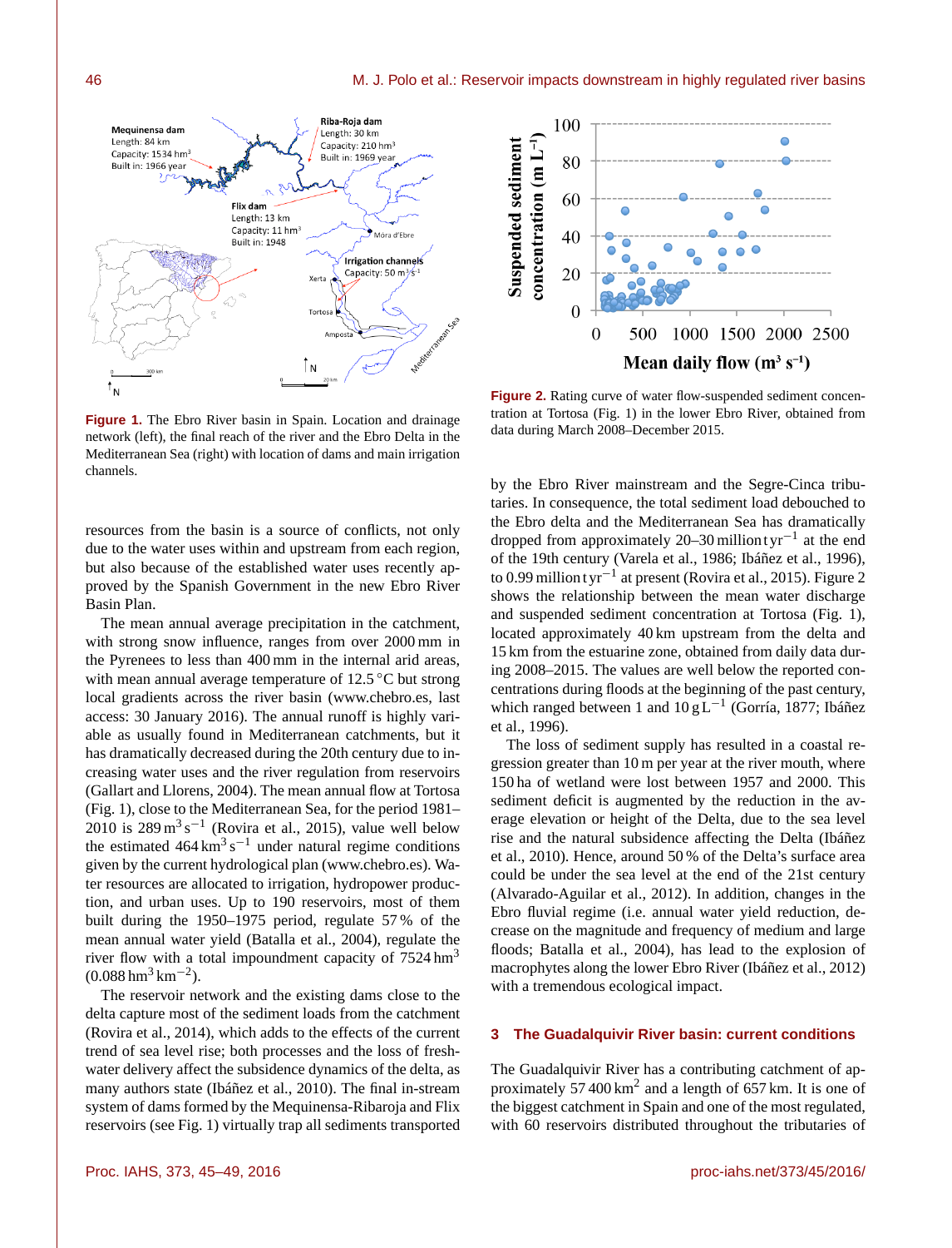Figure 1. The Ebro River basin in Spain. Location and drainage network (left), the final reach of the river and the Ebro Delta in the Mediterranean Sea (right) with location of dams and main irrigation channels.

Figure 2. Rating curve of water flow-suspended sediment concentration at Tortosa (Fig. 1) in the lower Ebro River, obtained from data during March 2008–December 2015.

resources from the basin is a source of conflicts, not only due to the water uses within and upstream from each region, but also because of the established water uses recently approved by the Spanish Government in the new Ebro River Basin Plan.

The mean annual average precipitation in the catchment, with strong snow influence, ranges from over 2000 mm in the Pyrenees to less than 400 mm in the internal arid areas, with mean annual average temperature of 12.5 °C but strong local gradients across the river basin (www.chebro.es, last access: 30 January 2016). The annual runoff is highly variable as usually found in Mediterranean catchments, but it has dramatically decreased during the 20th century due to increasing water uses and the river regulation from reservoirs (Gallart and Llorens, 2004). The mean annual flow at Tortosa (Fig. 1), close to the Mediterranean Sea, for the period 1981–2010 is 289 $m^3 s^{-1}$ (Rovira et al., 2015), value well below the estimated 464 $km^3 s^{-1}$ under natural regime conditions given by the current hydrological plan (www.chebro.es). Water resources are allocated to irrigation, hydropower production, and urban uses. Up to 190 reservoirs, most of them built during the 1950–1975 period, regulate 57 % of the mean annual water yield (Batalla et al., 2004), regulate the river flow with a total impoundment capacity of 7524 $hm^3$ (0.088 $hm^3 km^{-2}$).

The reservoir network and the existing dams close to the delta capture most of the sediment loads from the catchment (Rovira et al., 2014), which adds to the effects of the current trend of sea level rise; both processes and the loss of freshwater delivery affect the subsidence dynamics of the delta, as many authors state (Ibáñez et al., 2010). The final in-stream system of dams formed by the Mequinensa-Ribaroja and Flix reservoirs (see Fig. 1) virtually trap all sediments transported by the Ebro River mainstream and the Segre-Cinca tributaries. In consequence, the total sediment load debouched to the Ebro delta and the Mediterranean Sea has dramatically dropped from approximately 20–30 million $t yr^{-1}$ at the end of the 19th century (Varela et al., 1986; Ibáñez et al., 1996), to 0.99 million $t yr^{-1}$ at present (Rovira et al., 2015). Figure 2 shows the relationship between the mean water discharge and suspended sediment concentration at Tortosa (Fig. 1), located approximately 40 km upstream from the delta and 15 km from the estuarine zone, obtained from daily data during 2008–2015. The values are well below the reported concentrations during floods at the beginning of the past century, which ranged between 1 and 10 $g L^{-1}$ (Gorría, 1877; Ibáñez et al., 1996).

The loss of sediment supply has resulted in a coastal regression greater than 10 m per year at the river mouth, where 150 ha of wetland were lost between 1957 and 2000. This sediment deficit is augmented by the reduction in the average elevation or height of the Delta, due to the sea level rise and the natural subsidence affecting the Delta (Ibáñez et al., 2010). Hence, around 50 % of the Delta's surface area could be under the sea level at the end of the 21st century (Alvarado-Aguilar et al., 2012). In addition, changes in the Ebro fluvial regime (i.e. annual water yield reduction, decrease on the magnitude and frequency of medium and large floods; Batalla et al., 2004), has lead to the explosion of macrophytes along the lower Ebro River (Ibáñez et al., 2012) with a tremendous ecological impact.

## 3 The Guadalquivir River basin: current conditions

The Guadalquivir River has a contributing catchment of approximately 57 400 $km^2$ and a length of 657 km. It is one of the biggest catchment in Spain and one of the most regulated, with 60 reservoirs distributed throughout the tributaries of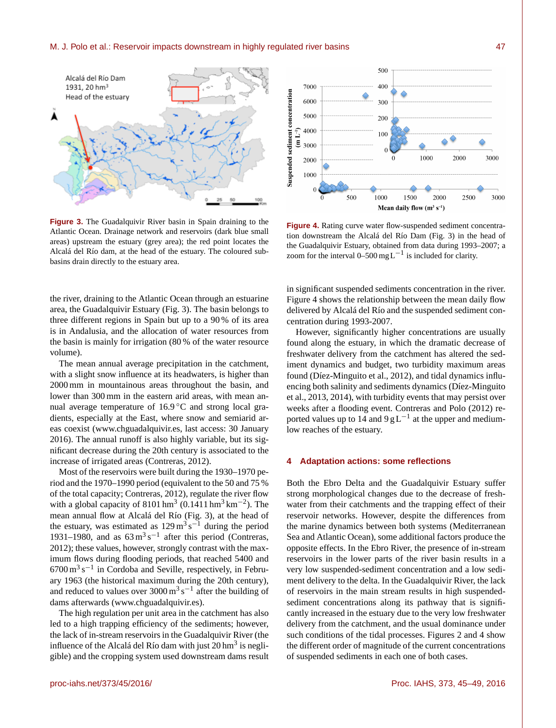**Figure 3.** The Guadalquivir River basin in Spain draining to the Atlantic Ocean. Drainage network and reservoirs (dark blue small areas) upstream the estuary (grey area); the red point locates the Alcalá del Río dam, at the head of the estuary. The coloured subbasins drain directly to the estuary area.

**Figure 4.** Rating curve water flow-suspended sediment concentration downstream the Alcalá del Río Dam (Fig. 3) in the head of the Guadalquivir Estuary, obtained from data during 1993–2007; a zoom for the interval 0–500 $\mathrm{mg\,L^{-1}}$ is included for clarity.

the river, draining to the Atlantic Ocean through an estuarine area, the Guadalquivir Estuary (Fig. 3). The basin belongs to three different regions in Spain but up to a 90 % of its area is in Andalusia, and the allocation of water resources from the basin is mainly for irrigation (80 % of the water resource volume).

The mean annual average precipitation in the catchment, with a slight snow influence at its headwaters, is higher than 2000 mm in mountainous areas throughout the basin, and lower than 300 mm in the eastern arid areas, with mean annual average temperature of 16.9 °C and strong local gradients, especially at the East, where snow and semiarid areas coexist (www.chguadalquivir.es, last access: 30 January 2016). The annual runoff is also highly variable, but its significant decrease during the 20th century is associated to the increase of irrigated areas (Contreras, 2012).

Most of the reservoirs were built during the 1930–1970 period and the 1970–1990 period (equivalent to the 50 and 75 % of the total capacity; Contreras, 2012), regulate the river flow with a global capacity of 8101 $\mathrm{hm^3}$ (0.1411 $\mathrm{hm^3\,km^{-2}}$). The mean annual flow at Alcalá del Río (Fig. 3), at the head of the estuary, was estimated as 129 $\mathrm{m^3\,s^{-1}}$ during the period 1931–1980, and as 63 $\mathrm{m^3\,s^{-1}}$ after this period (Contreras, 2012); these values, however, strongly contrast with the maximum flows during flooding periods, that reached 5400 and 6700 $\mathrm{m^3\,s^{-1}}$ in Cordoba and Seville, respectively, in February 1963 (the historical maximum during the 20th century), and reduced to values over 3000 $\mathrm{m^3\,s^{-1}}$ after the building of dams afterwards (www.chguadalquivir.es).

The high regulation per unit area in the catchment has also led to a high trapping efficiency of the sediments; however, the lack of in-stream reservoirs in the Guadalquivir River (the influence of the Alcalá del Río dam with just 20 $\mathrm{hm^3}$ is negligible) and the cropping system used downstream dams result in significant suspended sediments concentration in the river. Figure 4 shows the relationship between the mean daily flow delivered by Alcalá del Río and the suspended sediment concentration during 1993-2007.

However, significantly higher concentrations are usually found along the estuary, in which the dramatic decrease of freshwater delivery from the catchment has altered the sediment dynamics and budget, two turbidity maximum areas found (Díez-Minguito et al., 2012), and tidal dynamics influencing both salinity and sediments dynamics (Díez-Minguito et al., 2013, 2014), with turbidity events that may persist over weeks after a flooding event. Contreras and Polo (2012) reported values up to 14 and 9 $\mathrm{g\,L^{-1}}$ at the upper and medium-low reaches of the estuary.

## 4 Adaptation actions: some reflections

Both the Ebro Delta and the Guadalquivir Estuary suffer strong morphological changes due to the decrease of freshwater from their catchments and the trapping effect of their reservoir networks. However, despite the differences from the marine dynamics between both systems (Mediterranean Sea and Atlantic Ocean), some additional factors produce the opposite effects. In the Ebro River, the presence of in-stream reservoirs in the lower parts of the river basin results in a very low suspended-sediment concentration and a low sediment delivery to the delta. In the Guadalquivir River, the lack of reservoirs in the main stream results in high suspended-sediment concentrations along its pathway that is significantly increased in the estuary due to the very low freshwater delivery from the catchment, and the usual dominance under such conditions of the tidal processes. Figures 2 and 4 show the different order of magnitude of the current concentrations of suspended sediments in each one of both cases.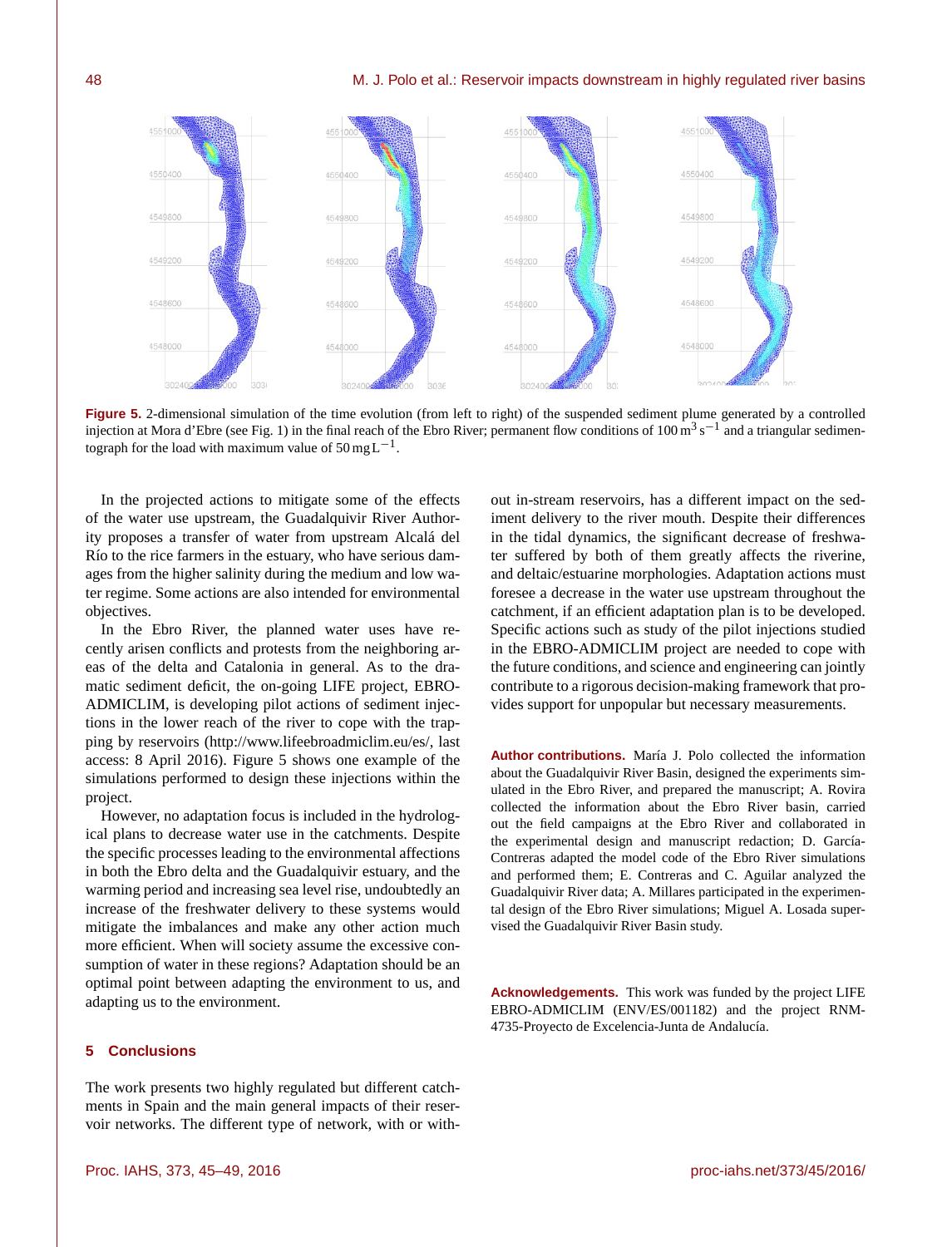**Figure 5.** 2-dimensional simulation of the time evolution (from left to right) of the suspended sediment plume generated by a controlled injection at Mora d'Ebre (see Fig. 1) in the final reach of the Ebro River; permanent flow conditions of $100\,\mathrm{m^3\,s^{-1}}$ and a triangular sedimentograph for the load with maximum value of $50\,\mathrm{mg\,L^{-1}}$.

In the projected actions to mitigate some of the effects of the water use upstream, the Guadalquivir River Authority proposes a transfer of water from upstream Alcalá del Río to the rice farmers in the estuary, who have serious damages from the higher salinity during the medium and low water regime. Some actions are also intended for environmental objectives.

In the Ebro River, the planned water uses have recently arisen conflicts and protests from the neighboring areas of the delta and Catalonia in general. As to the dramatic sediment deficit, the on-going LIFE project, EBRO-ADMICLIM, is developing pilot actions of sediment injections in the lower reach of the river to cope with the trapping by reservoirs (http://www.lifeebroadmiclim.eu/es/, last access: 8 April 2016). Figure 5 shows one example of the simulations performed to design these injections within the project.

However, no adaptation focus is included in the hydrological plans to decrease water use in the catchments. Despite the specific processes leading to the environmental affections in both the Ebro delta and the Guadalquivir estuary, and the warming period and increasing sea level rise, undoubtedly an increase of the freshwater delivery to these systems would mitigate the imbalances and make any other action much more efficient. When will society assume the excessive consumption of water in these regions? Adaptation should be an optimal point between adapting the environment to us, and adapting us to the environment.

## 5 Conclusions

The work presents two highly regulated but different catchments in Spain and the main general impacts of their reservoir networks. The different type of network, with or without in-stream reservoirs, has a different impact on the sediment delivery to the river mouth. Despite their differences in the tidal dynamics, the significant decrease of freshwater suffered by both of them greatly affects the riverine, and deltaic/estuarine morphologies. Adaptation actions must foresee a decrease in the water use upstream throughout the catchment, if an efficient adaptation plan is to be developed. Specific actions such as study of the pilot injections studied in the EBRO-ADMICLIM project are needed to cope with the future conditions, and science and engineering can jointly contribute to a rigorous decision-making framework that provides support for unpopular but necessary measurements.

**Author contributions.** María J. Polo collected the information about the Guadalquivir River Basin, designed the experiments simulated in the Ebro River, and prepared the manuscript; A. Rovira collected the information about the Ebro River basin, carried out the field campaigns at the Ebro River and collaborated in the experimental design and manuscript redaction; D. García-Contreras adapted the model code of the Ebro River simulations and performed them; E. Contreras and C. Aguilar analyzed the Guadalquivir River data; A. Millares participated in the experimental design of the Ebro River simulations; Miguel A. Losada supervised the Guadalquivir River Basin study.

**Acknowledgements.** This work was funded by the project LIFE EBRO-ADMICLIM (ENV/ES/001182) and the project RNM-4735-Proyecto de Excelencia-Junta de Andalucía.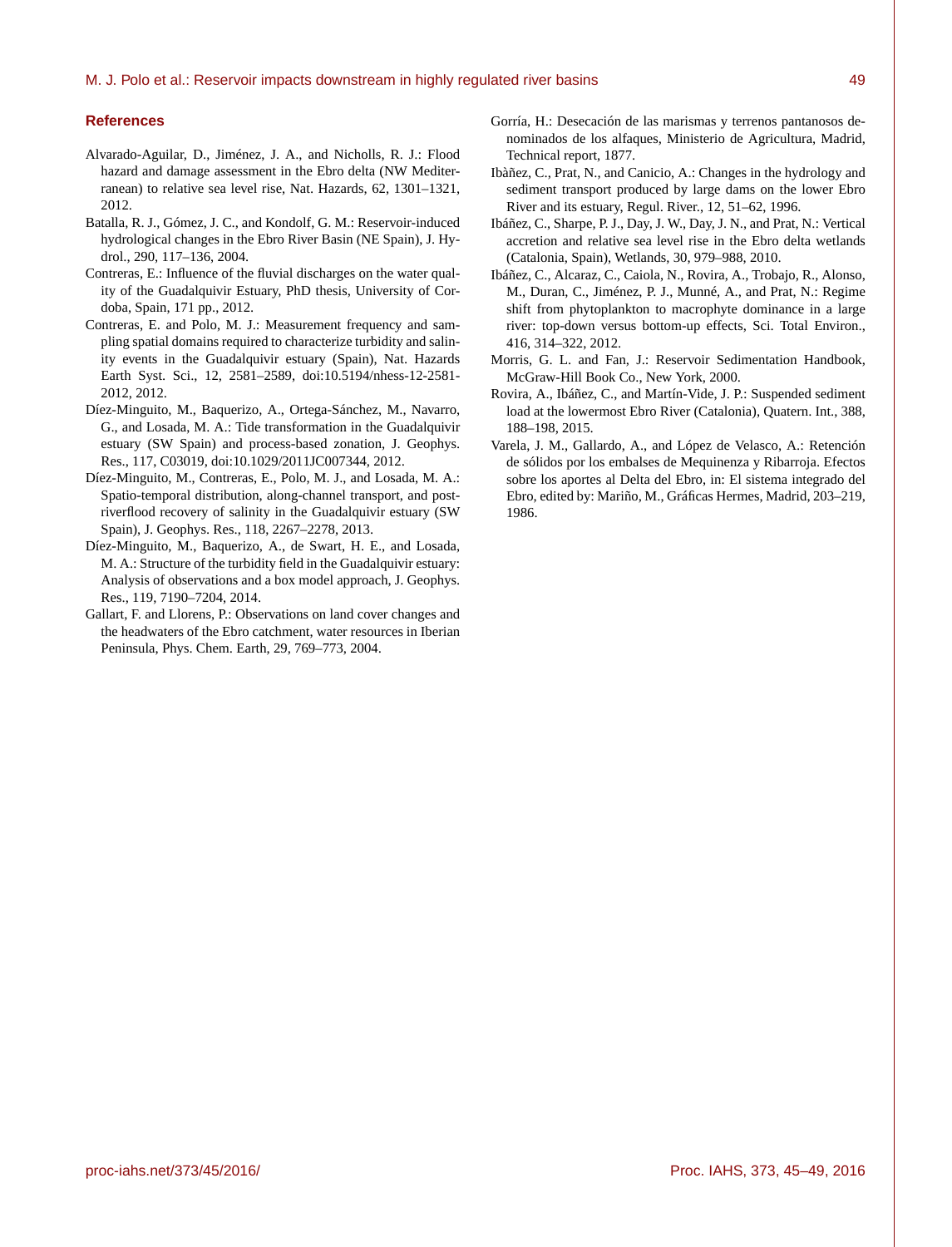## References

Alvarado-Aguilar, D., Jiménez, J. A., and Nicholls, R. J.: Flood hazard and damage assessment in the Ebro delta (NW Mediterranean) to relative sea level rise, Nat. Hazards, 62, 1301–1321, 2012.

Batalla, R. J., Gómez, J. C., and Kondolf, G. M.: Reservoir-induced hydrological changes in the Ebro River Basin (NE Spain), J. Hydrol., 290, 117–136, 2004.

Contreras, E.: Influence of the fluvial discharges on the water quality of the Guadalquivir Estuary, PhD thesis, University of Cordoba, Spain, 171 pp., 2012.

Contreras, E. and Polo, M. J.: Measurement frequency and sampling spatial domains required to characterize turbidity and salinity events in the Guadalquivir estuary (Spain), Nat. Hazards Earth Syst. Sci., 12, 2581–2589, doi:10.5194/nhess-12-2581-2012, 2012.

Díez-Minguito, M., Baquerizo, A., Ortega-Sánchez, M., Navarro, G., and Losada, M. A.: Tide transformation in the Guadalquivir estuary (SW Spain) and process-based zonation, J. Geophys. Res., 117, C03019, doi:10.1029/2011JC007344, 2012.

Díez-Minguito, M., Contreras, E., Polo, M. J., and Losada, M. A.: Spatio-temporal distribution, along-channel transport, and post-riverflood recovery of salinity in the Guadalquivir estuary (SW Spain), J. Geophys. Res., 118, 2267–2278, 2013.

Díez-Minguito, M., Baquerizo, A., de Swart, H. E., and Losada, M. A.: Structure of the turbidity field in the Guadalquivir estuary: Analysis of observations and a box model approach, J. Geophys. Res., 119, 7190–7204, 2014.

Gallart, F. and Llorens, P.: Observations on land cover changes and the headwaters of the Ebro catchment, water resources in Iberian Peninsula, Phys. Chem. Earth, 29, 769–773, 2004.

Gorría, H.: Desecación de las marismas y terrenos pantanosos denominados de los alfaques, Ministerio de Agricultura, Madrid, Technical report, 1877.

Ibàñez, C., Prat, N., and Canicio, A.: Changes in the hydrology and sediment transport produced by large dams on the lower Ebro River and its estuary, Regul. River., 12, 51–62, 1996.

Ibáñez, C., Sharpe, P. J., Day, J. W., Day, J. N., and Prat, N.: Vertical accretion and relative sea level rise in the Ebro delta wetlands (Catalonia, Spain), Wetlands, 30, 979–988, 2010.

Ibáñez, C., Alcaraz, C., Caiola, N., Rovira, A., Trobajo, R., Alonso, M., Duran, C., Jiménez, P. J., Munné, A., and Prat, N.: Regime shift from phytoplankton to macrophyte dominance in a large river: top-down versus bottom-up effects, Sci. Total Environ., 416, 314–322, 2012.

Morris, G. L. and Fan, J.: Reservoir Sedimentation Handbook, McGraw-Hill Book Co., New York, 2000.

Rovira, A., Ibáñez, C., and Martín-Vide, J. P.: Suspended sediment load at the lowermost Ebro River (Catalonia), Quatern. Int., 388, 188–198, 2015.

Varela, J. M., Gallardo, A., and López de Velasco, A.: Retención de sólidos por los embalses de Mequinenza y Ribarroja. Efectos sobre los aportes al Delta del Ebro, in: El sistema integrado del Ebro, edited by: Mariño, M., Gráficas Hermes, Madrid, 203–219, 1986.